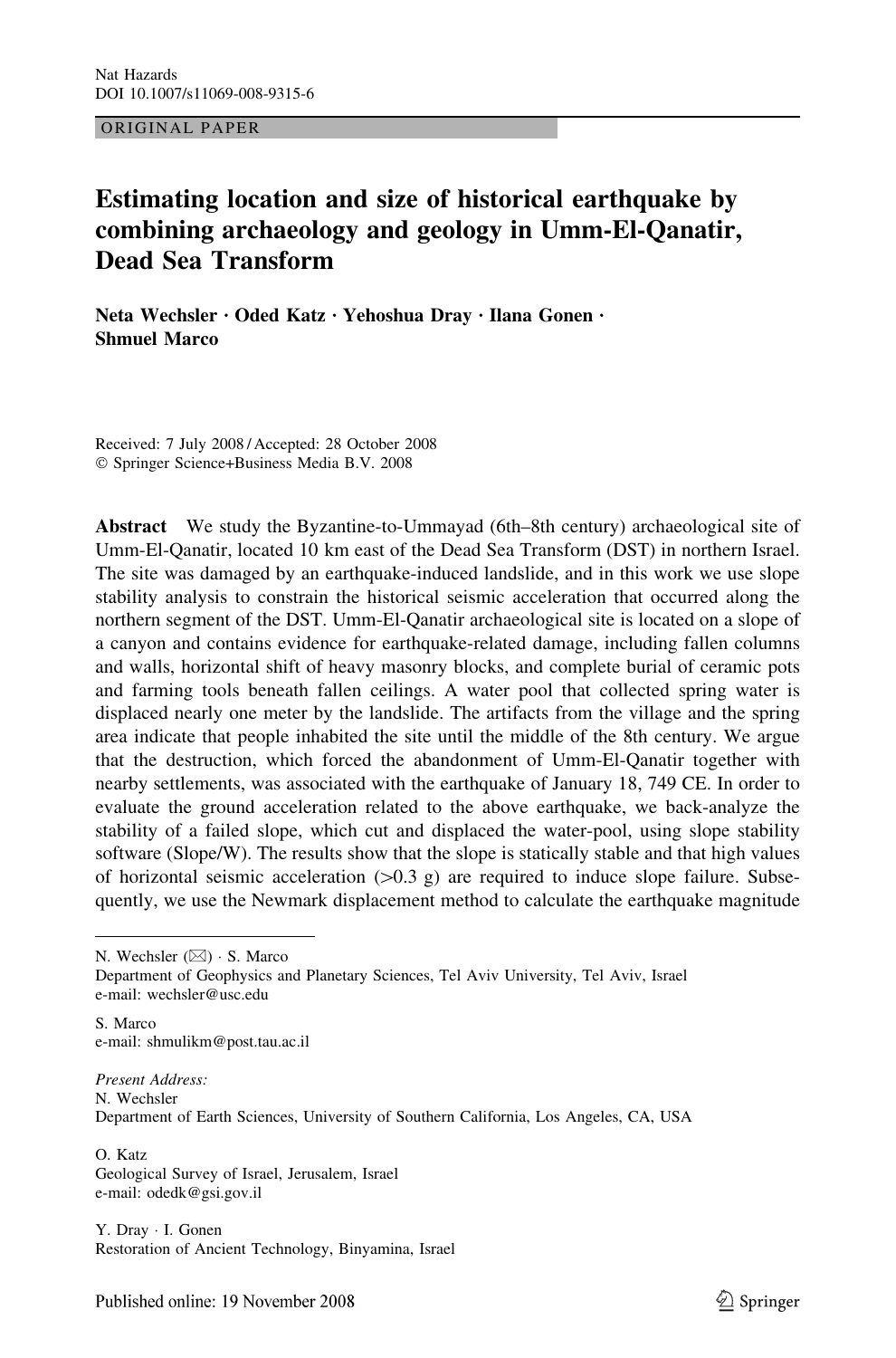ORIGINAL PAPER

# Estimating location and size of historical earthquake by combining archaeology and geology in Umm-El-Qanatir, Dead Sea Transform

**Neta Wechsler · Oded Katz · Yehoshua Dray · Ilana Gonen · Shmuel Marco**

Received: 7 July 2008 / Accepted: 28 October 2008
© Springer Science+Business Media B.V. 2008

**Abstract** We study the Byzantine-to-Ummayad (6th–8th century) archaeological site of Umm-El-Qanatir, located 10 km east of the Dead Sea Transform (DST) in northern Israel. The site was damaged by an earthquake-induced landslide, and in this work we use slope stability analysis to constrain the historical seismic acceleration that occurred along the northern segment of the DST. Umm-El-Qanatir archaeological site is located on a slope of a canyon and contains evidence for earthquake-related damage, including fallen columns and walls, horizontal shift of heavy masonry blocks, and complete burial of ceramic pots and farming tools beneath fallen ceilings. A water pool that collected spring water is displaced nearly one meter by the landslide. The artifacts from the village and the spring area indicate that people inhabited the site until the middle of the 8th century. We argue that the destruction, which forced the abandonment of Umm-El-Qanatir together with nearby settlements, was associated with the earthquake of January 18, 749 CE. In order to evaluate the ground acceleration related to the above earthquake, we back-analyze the stability of a failed slope, which cut and displaced the water-pool, using slope stability software (Slope/W). The results show that the slope is statically stable and that high values of horizontal seismic acceleration (>0.3 g) are required to induce slope failure. Subsequently, we use the Newmark displacement method to calculate the earthquake magnitude

---

N. Wechsler (✉) · S. Marco
Department of Geophysics and Planetary Sciences, Tel Aviv University, Tel Aviv, Israel
e-mail: wechsler@usc.edu

S. Marco
e-mail: shmulikm@post.tau.ac.il

*Present Address:*
N. Wechsler
Department of Earth Sciences, University of Southern California, Los Angeles, CA, USA

O. Katz
Geological Survey of Israel, Jerusalem, Israel
e-mail: odedk@gsi.gov.il

Y. Dray · I. Gonen
Restoration of Ancient Technology, Binyamina, Israel

Published online: 19 November 2008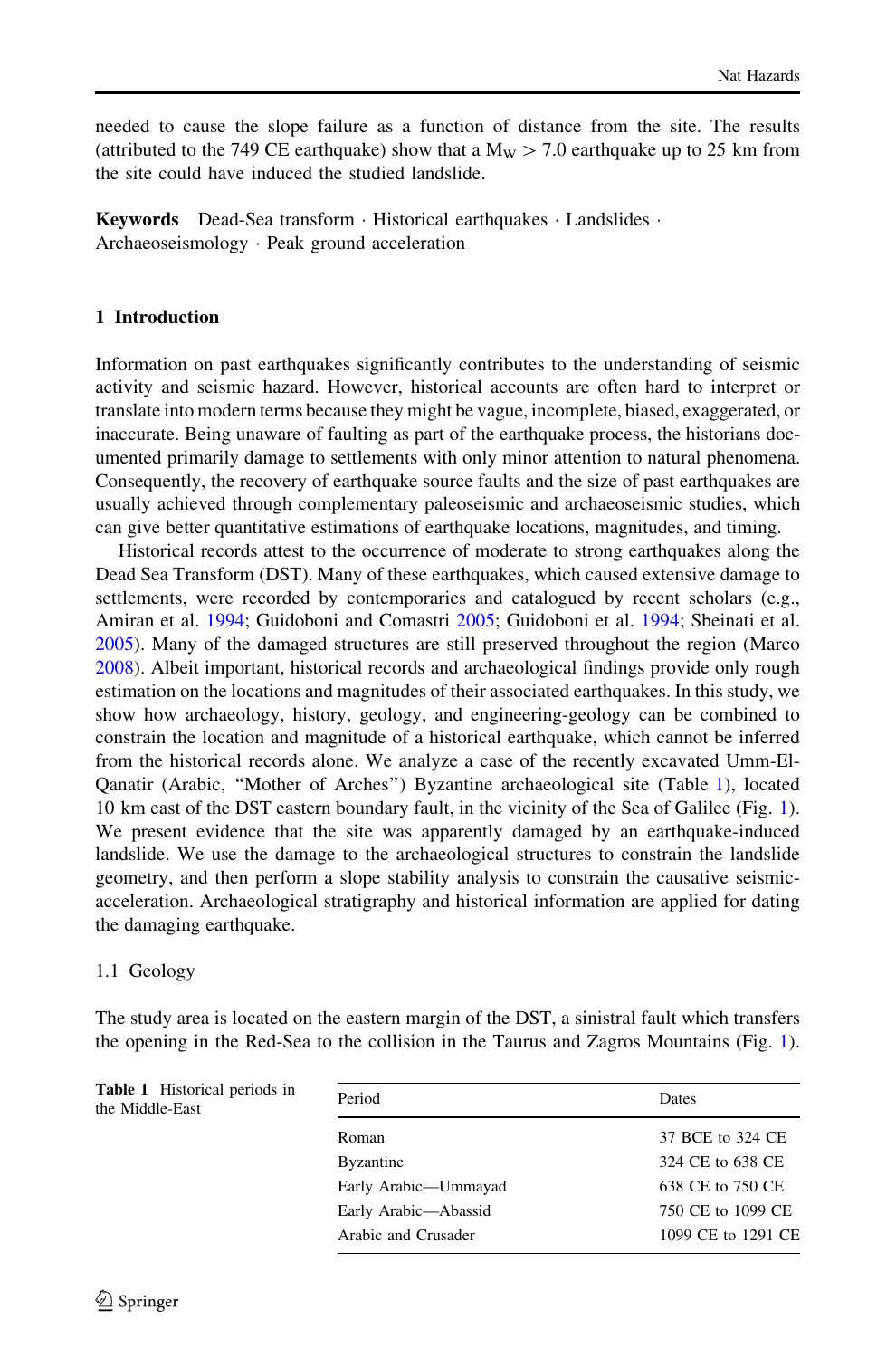needed to cause the slope failure as a function of distance from the site. The results (attributed to the 749 CE earthquake) show that a $M_W > 7.0$ earthquake up to 25 km from the site could have induced the studied landslide.

**Keywords** Dead-Sea transform · Historical earthquakes · Landslides · Archaeoseismology · Peak ground acceleration

## 1 Introduction

Information on past earthquakes significantly contributes to the understanding of seismic activity and seismic hazard. However, historical accounts are often hard to interpret or translate into modern terms because they might be vague, incomplete, biased, exaggerated, or inaccurate. Being unaware of faulting as part of the earthquake process, the historians documented primarily damage to settlements with only minor attention to natural phenomena. Consequently, the recovery of earthquake source faults and the size of past earthquakes are usually achieved through complementary paleoseismic and archaeoseismic studies, which can give better quantitative estimations of earthquake locations, magnitudes, and timing.

Historical records attest to the occurrence of moderate to strong earthquakes along the Dead Sea Transform (DST). Many of these earthquakes, which caused extensive damage to settlements, were recorded by contemporaries and catalogued by recent scholars (e.g., Amiran et al. 1994; Guidoboni and Comastri 2005; Guidoboni et al. 1994; Sbeinati et al. 2005). Many of the damaged structures are still preserved throughout the region (Marco 2008). Albeit important, historical records and archaeological findings provide only rough estimation on the locations and magnitudes of their associated earthquakes. In this study, we show how archaeology, history, geology, and engineering-geology can be combined to constrain the location and magnitude of a historical earthquake, which cannot be inferred from the historical records alone. We analyze a case of the recently excavated Umm-El-Qanatir (Arabic, "Mother of Arches") Byzantine archaeological site (Table 1), located 10 km east of the DST eastern boundary fault, in the vicinity of the Sea of Galilee (Fig. 1). We present evidence that the site was apparently damaged by an earthquake-induced landslide. We use the damage to the archaeological structures to constrain the landslide geometry, and then perform a slope stability analysis to constrain the causative seismic-acceleration. Archaeological stratigraphy and historical information are applied for dating the damaging earthquake.

### 1.1 Geology

The study area is located on the eastern margin of the DST, a sinistral fault which transfers the opening in the Red-Sea to the collision in the Taurus and Zagros Mountains (Fig. 1).

**Table 1** Historical periods in the Middle-East

| Period | Dates |
|---|---|
| Roman | 37 BCE to 324 CE |
| Byzantine | 324 CE to 638 CE |
| Early Arabic—Ummayad | 638 CE to 750 CE |
| Early Arabic—Abassid | 750 CE to 1099 CE |
| Arabic and Crusader | 1099 CE to 1291 CE |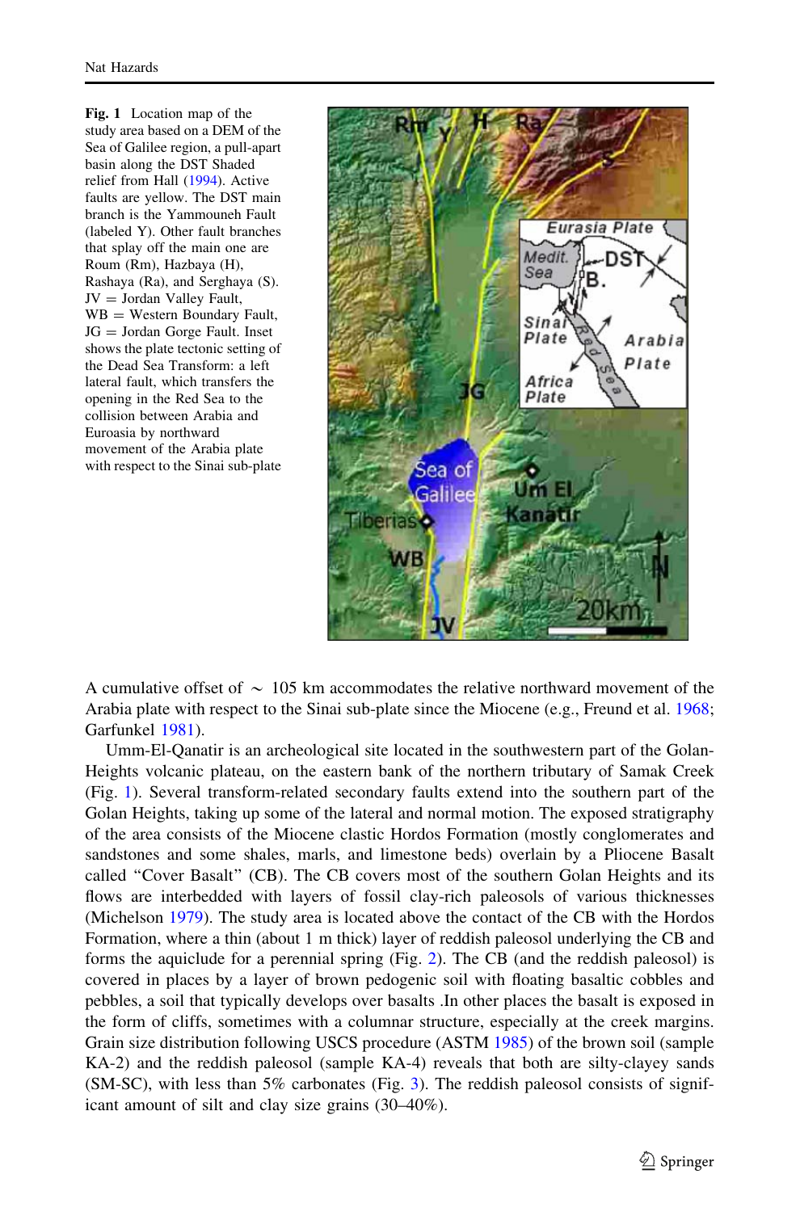**Fig. 1** Location map of the study area based on a DEM of the Sea of Galilee region, a pull-apart basin along the DST Shaded relief from Hall (1994). Active faults are yellow. The DST main branch is the Yammouneh Fault (labeled Y). Other fault branches that splay off the main one are Roum (Rm), Hazbaya (H), Rashaya (Ra), and Serghaya (S). JV = Jordan Valley Fault, WB = Western Boundary Fault, JG = Jordan Gorge Fault. Inset shows the plate tectonic setting of the Dead Sea Transform: a left lateral fault, which transfers the opening in the Red Sea to the collision between Arabia and Euroasia by northward movement of the Arabia plate with respect to the Sinai sub-plate

A cumulative offset of ~ 105 km accommodates the relative northward movement of the Arabia plate with respect to the Sinai sub-plate since the Miocene (e.g., Freund et al. 1968; Garfunkel 1981).

Umm-El-Qanatir is an archeological site located in the southwestern part of the Golan-Heights volcanic plateau, on the eastern bank of the northern tributary of Samak Creek (Fig. 1). Several transform-related secondary faults extend into the southern part of the Golan Heights, taking up some of the lateral and normal motion. The exposed stratigraphy of the area consists of the Miocene clastic Hordos Formation (mostly conglomerates and sandstones and some shales, marls, and limestone beds) overlain by a Pliocene Basalt called "Cover Basalt" (CB). The CB covers most of the southern Golan Heights and its flows are interbedded with layers of fossil clay-rich paleosols of various thicknesses (Michelson 1979). The study area is located above the contact of the CB with the Hordos Formation, where a thin (about 1 m thick) layer of reddish paleosol underlying the CB and forms the aquiclude for a perennial spring (Fig. 2). The CB (and the reddish paleosol) is covered in places by a layer of brown pedogenic soil with floating basaltic cobbles and pebbles, a soil that typically develops over basalts .In other places the basalt is exposed in the form of cliffs, sometimes with a columnar structure, especially at the creek margins. Grain size distribution following USCS procedure (ASTM 1985) of the brown soil (sample KA-2) and the reddish paleosol (sample KA-4) reveals that both are silty-clayey sands (SM-SC), with less than 5% carbonates (Fig. 3). The reddish paleosol consists of significant amount of silt and clay size grains (30–40%).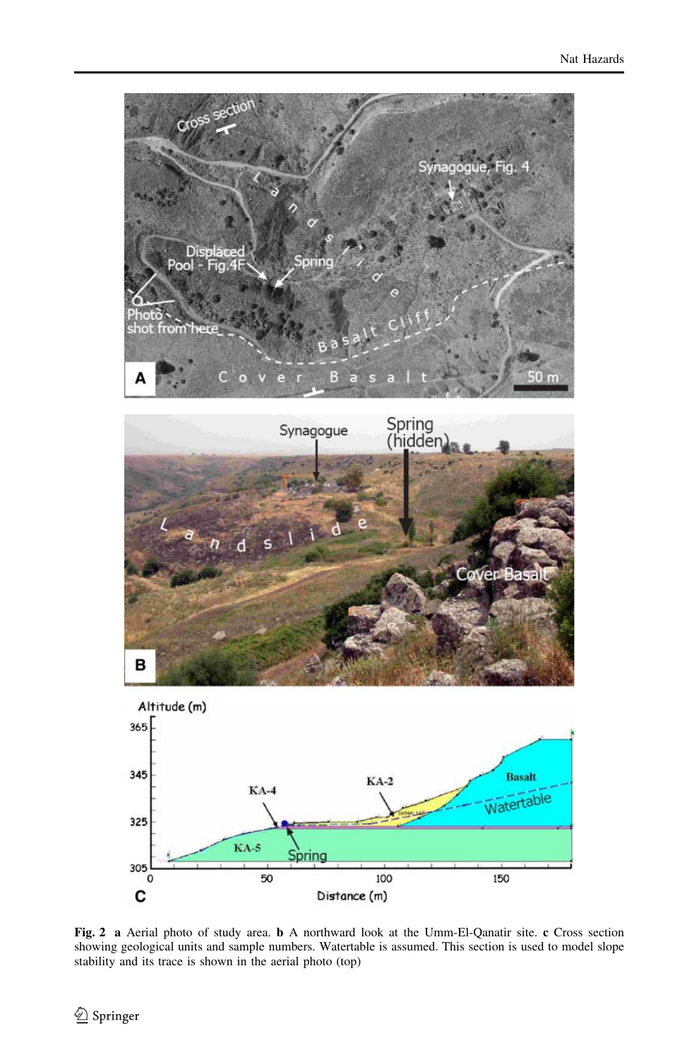**Fig. 2** **a** Aerial photo of study area. **b** A northward look at the Umm-El-Qanatir site. **c** Cross section showing geological units and sample numbers. Watertable is assumed. This section is used to model slope stability and its trace is shown in the aerial photo (top)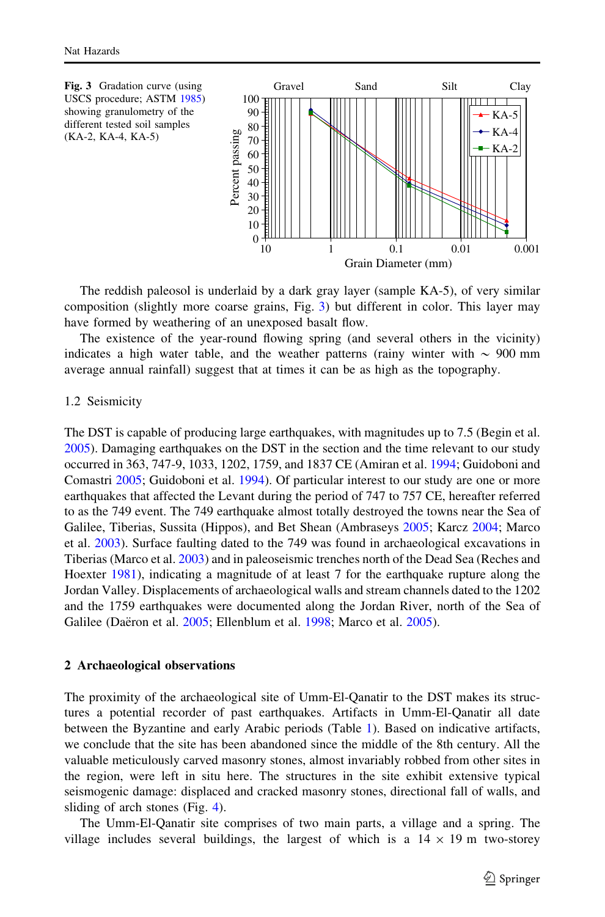**Fig. 3** Gradation curve (using USCS procedure; ASTM 1985) showing granulometry of the different tested soil samples (KA-2, KA-4, KA-5)

The reddish paleosol is underlaid by a dark gray layer (sample KA-5), of very similar composition (slightly more coarse grains, Fig. 3) but different in color. This layer may have formed by weathering of an unexposed basalt flow.

The existence of the year-round flowing spring (and several others in the vicinity) indicates a high water table, and the weather patterns (rainy winter with ~ 900 mm average annual rainfall) suggest that at times it can be as high as the topography.

### 1.2 Seismicity

The DST is capable of producing large earthquakes, with magnitudes up to 7.5 (Begin et al. 2005). Damaging earthquakes on the DST in the section and the time relevant to our study occurred in 363, 747-9, 1033, 1202, 1759, and 1837 CE (Amiran et al. 1994; Guidoboni and Comastri 2005; Guidoboni et al. 1994). Of particular interest to our study are one or more earthquakes that affected the Levant during the period of 747 to 757 CE, hereafter referred to as the 749 event. The 749 earthquake almost totally destroyed the towns near the Sea of Galilee, Tiberias, Sussita (Hippos), and Bet Shean (Ambraseys 2005; Karcz 2004; Marco et al. 2003). Surface faulting dated to the 749 was found in archaeological excavations in Tiberias (Marco et al. 2003) and in paleoseismic trenches north of the Dead Sea (Reches and Hoexter 1981), indicating a magnitude of at least 7 for the earthquake rupture along the Jordan Valley. Displacements of archaeological walls and stream channels dated to the 1202 and the 1759 earthquakes were documented along the Jordan River, north of the Sea of Galilee (Daëron et al. 2005; Ellenblum et al. 1998; Marco et al. 2005).

## 2 Archaeological observations

The proximity of the archaeological site of Umm-El-Qanatir to the DST makes its structures a potential recorder of past earthquakes. Artifacts in Umm-El-Qanatir all date between the Byzantine and early Arabic periods (Table 1). Based on indicative artifacts, we conclude that the site has been abandoned since the middle of the 8th century. All the valuable meticulously carved masonry stones, almost invariably robbed from other sites in the region, were left in situ here. The structures in the site exhibit extensive typical seismogenic damage: displaced and cracked masonry stones, directional fall of walls, and sliding of arch stones (Fig. 4).

The Umm-El-Qanatir site comprises of two main parts, a village and a spring. The village includes several buildings, the largest of which is a 14 × 19 m two-storey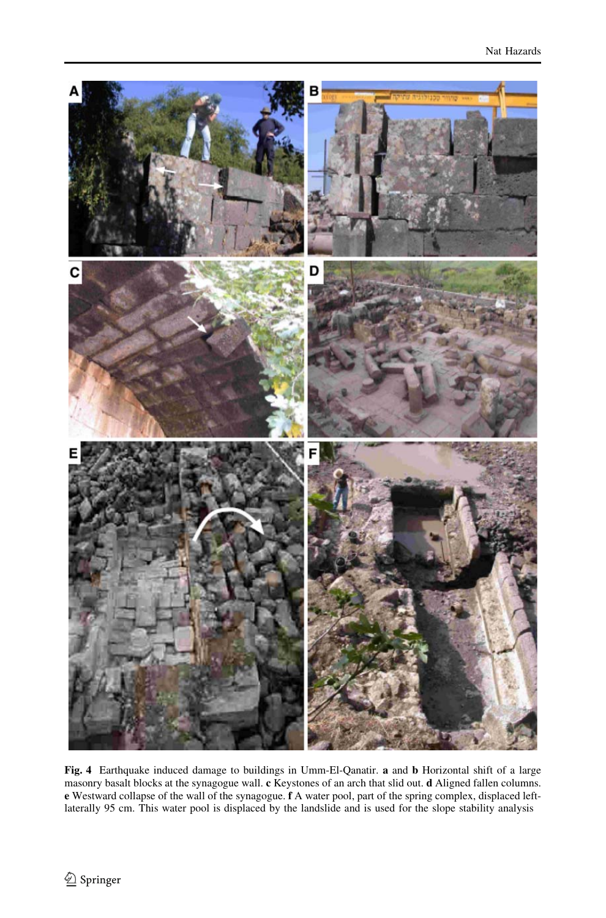**Fig. 4** Earthquake induced damage to buildings in Umm-El-Qanatir. **a** and **b** Horizontal shift of a large masonry basalt blocks at the synagogue wall. **c** Keystones of an arch that slid out. **d** Aligned fallen columns. **e** Westward collapse of the wall of the synagogue. **f** A water pool, part of the spring complex, displaced left-laterally 95 cm. This water pool is displaced by the landslide and is used for the slope stability analysis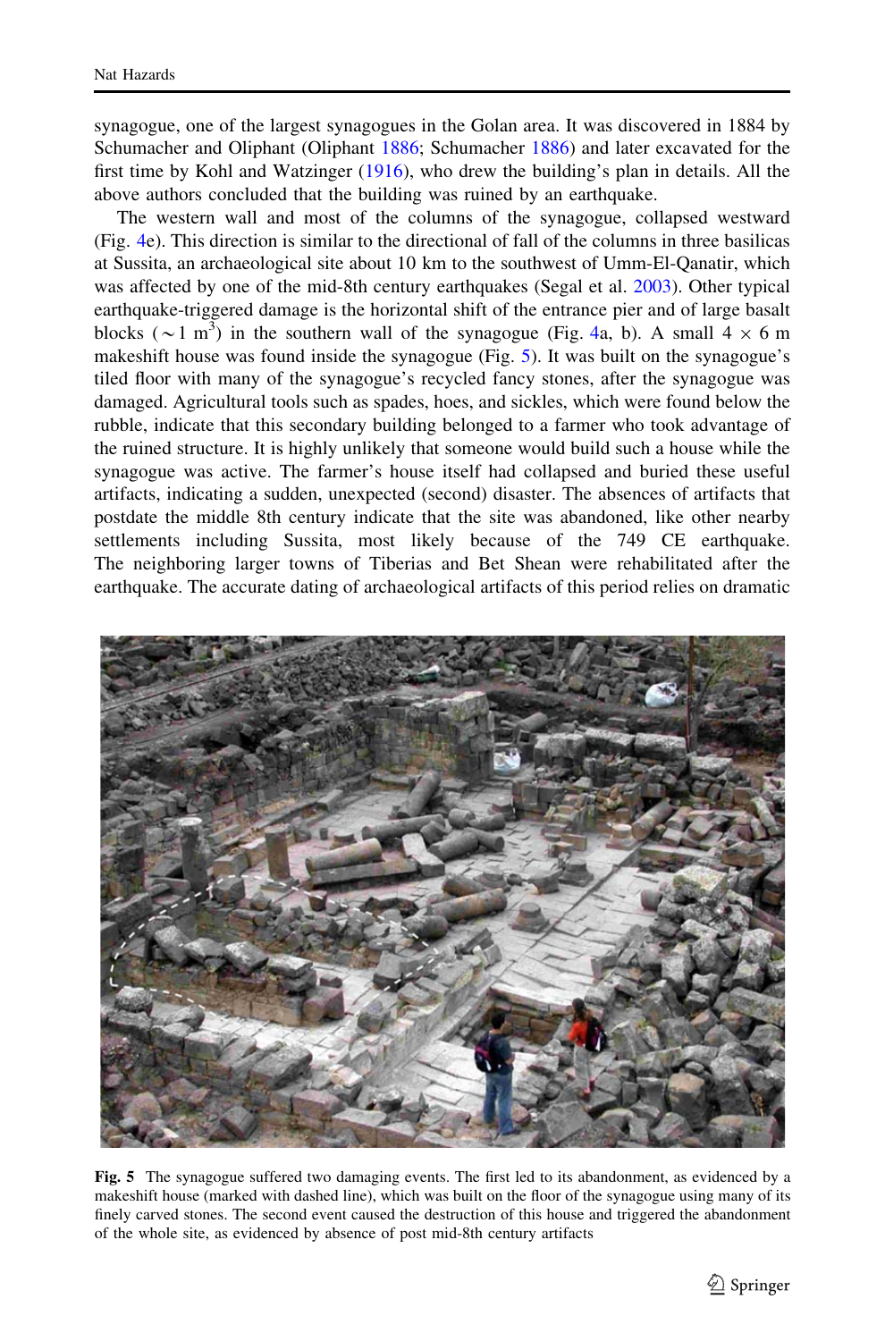synagogue, one of the largest synagogues in the Golan area. It was discovered in 1884 by Schumacher and Oliphant (Oliphant 1886; Schumacher 1886) and later excavated for the first time by Kohl and Watzinger (1916), who drew the building's plan in details. All the above authors concluded that the building was ruined by an earthquake.

The western wall and most of the columns of the synagogue, collapsed westward (Fig. 4e). This direction is similar to the directional of fall of the columns in three basilicas at Sussita, an archaeological site about 10 km to the southwest of Umm-El-Qanatir, which was affected by one of the mid-8th century earthquakes (Segal et al. 2003). Other typical earthquake-triggered damage is the horizontal shift of the entrance pier and of large basalt blocks ($\sim$1 $m^3$) in the southern wall of the synagogue (Fig. 4a, b). A small 4 $\times$ 6 m makeshift house was found inside the synagogue (Fig. 5). It was built on the synagogue's tiled floor with many of the synagogue's recycled fancy stones, after the synagogue was damaged. Agricultural tools such as spades, hoes, and sickles, which were found below the rubble, indicate that this secondary building belonged to a farmer who took advantage of the ruined structure. It is highly unlikely that someone would build such a house while the synagogue was active. The farmer's house itself had collapsed and buried these useful artifacts, indicating a sudden, unexpected (second) disaster. The absences of artifacts that postdate the middle 8th century indicate that the site was abandoned, like other nearby settlements including Sussita, most likely because of the 749 CE earthquake. The neighboring larger towns of Tiberias and Bet Shean were rehabilitated after the earthquake. The accurate dating of archaeological artifacts of this period relies on dramatic

**Fig. 5** The synagogue suffered two damaging events. The first led to its abandonment, as evidenced by a makeshift house (marked with dashed line), which was built on the floor of the synagogue using many of its finely carved stones. The second event caused the destruction of this house and triggered the abandonment of the whole site, as evidenced by absence of post mid-8th century artifacts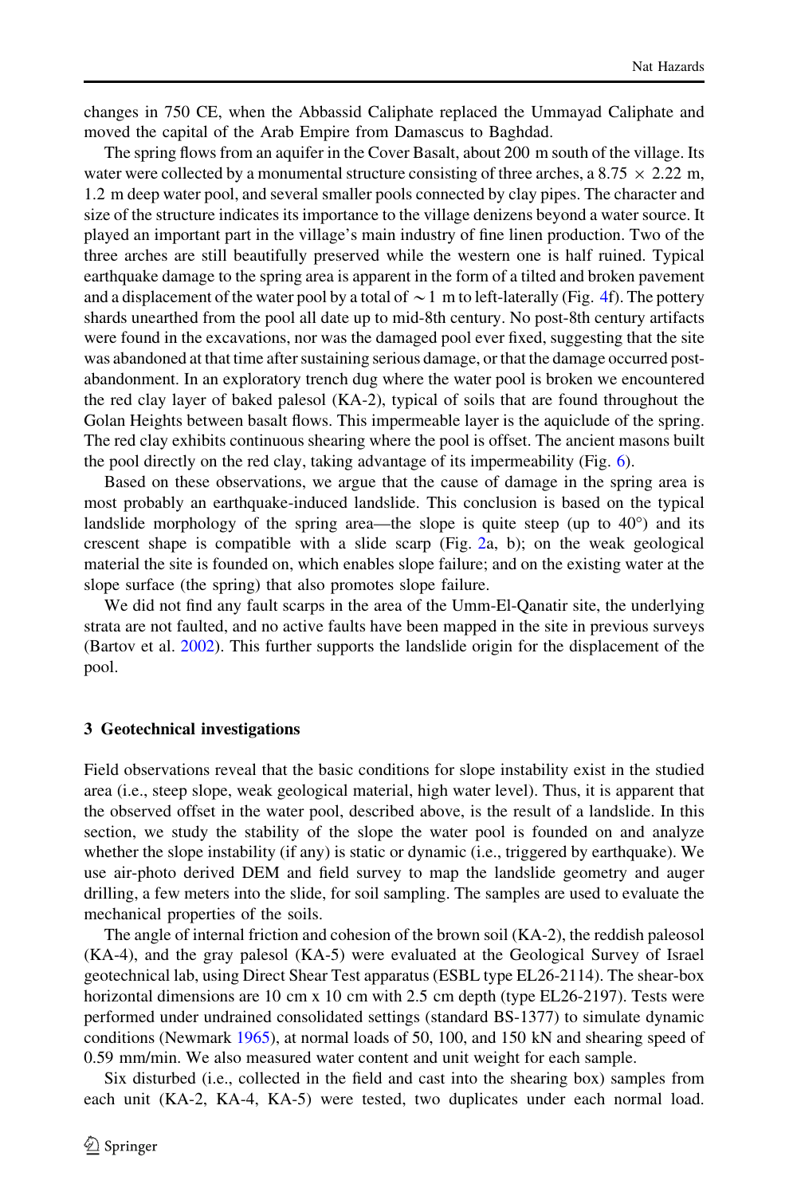changes in 750 CE, when the Abbassid Caliphate replaced the Ummayad Caliphate and moved the capital of the Arab Empire from Damascus to Baghdad.

The spring flows from an aquifer in the Cover Basalt, about 200 m south of the village. Its water were collected by a monumental structure consisting of three arches, a 8.75 × 2.22 m, 1.2 m deep water pool, and several smaller pools connected by clay pipes. The character and size of the structure indicates its importance to the village denizens beyond a water source. It played an important part in the village's main industry of fine linen production. Two of the three arches are still beautifully preserved while the western one is half ruined. Typical earthquake damage to the spring area is apparent in the form of a tilted and broken pavement and a displacement of the water pool by a total of ~1 m to left-laterally (Fig. 4f). The pottery shards unearthed from the pool all date up to mid-8th century. No post-8th century artifacts were found in the excavations, nor was the damaged pool ever fixed, suggesting that the site was abandoned at that time after sustaining serious damage, or that the damage occurred post-abandonment. In an exploratory trench dug where the water pool is broken we encountered the red clay layer of baked palesol (KA-2), typical of soils that are found throughout the Golan Heights between basalt flows. This impermeable layer is the aquiclude of the spring. The red clay exhibits continuous shearing where the pool is offset. The ancient masons built the pool directly on the red clay, taking advantage of its impermeability (Fig. 6).

Based on these observations, we argue that the cause of damage in the spring area is most probably an earthquake-induced landslide. This conclusion is based on the typical landslide morphology of the spring area—the slope is quite steep (up to 40°) and its crescent shape is compatible with a slide scarp (Fig. 2a, b); on the weak geological material the site is founded on, which enables slope failure; and on the existing water at the slope surface (the spring) that also promotes slope failure.

We did not find any fault scarps in the area of the Umm-El-Qanatir site, the underlying strata are not faulted, and no active faults have been mapped in the site in previous surveys (Bartov et al. 2002). This further supports the landslide origin for the displacement of the pool.

## 3 Geotechnical investigations

Field observations reveal that the basic conditions for slope instability exist in the studied area (i.e., steep slope, weak geological material, high water level). Thus, it is apparent that the observed offset in the water pool, described above, is the result of a landslide. In this section, we study the stability of the slope the water pool is founded on and analyze whether the slope instability (if any) is static or dynamic (i.e., triggered by earthquake). We use air-photo derived DEM and field survey to map the landslide geometry and auger drilling, a few meters into the slide, for soil sampling. The samples are used to evaluate the mechanical properties of the soils.

The angle of internal friction and cohesion of the brown soil (KA-2), the reddish paleosol (KA-4), and the gray palesol (KA-5) were evaluated at the Geological Survey of Israel geotechnical lab, using Direct Shear Test apparatus (ESBL type EL26-2114). The shear-box horizontal dimensions are 10 cm x 10 cm with 2.5 cm depth (type EL26-2197). Tests were performed under undrained consolidated settings (standard BS-1377) to simulate dynamic conditions (Newmark 1965), at normal loads of 50, 100, and 150 kN and shearing speed of 0.59 mm/min. We also measured water content and unit weight for each sample.

Six disturbed (i.e., collected in the field and cast into the shearing box) samples from each unit (KA-2, KA-4, KA-5) were tested, two duplicates under each normal load.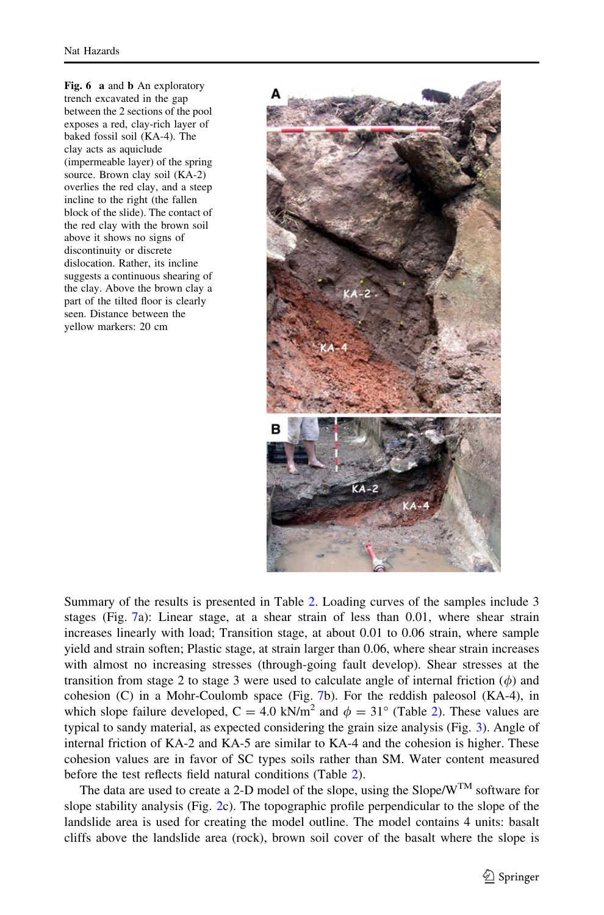**Fig. 6** **a** and **b** An exploratory trench excavated in the gap between the 2 sections of the pool exposes a red, clay-rich layer of baked fossil soil (KA-4). The clay acts as aquiclude (impermeable layer) of the spring source. Brown clay soil (KA-2) overlies the red clay, and a steep incline to the right (the fallen block of the slide). The contact of the red clay with the brown soil above it shows no signs of discontinuity or discrete dislocation. Rather, its incline suggests a continuous shearing of the clay. Above the brown clay a part of the tilted floor is clearly seen. Distance between the yellow markers: 20 cm

Summary of the results is presented in Table 2. Loading curves of the samples include 3 stages (Fig. 7a): Linear stage, at a shear strain of less than 0.01, where shear strain increases linearly with load; Transition stage, at about 0.01 to 0.06 strain, where sample yield and strain soften; Plastic stage, at strain larger than 0.06, where shear strain increases with almost no increasing stresses (through-going fault develop). Shear stresses at the transition from stage 2 to stage 3 were used to calculate angle of internal friction ($\phi$) and cohesion (C) in a Mohr-Coulomb space (Fig. 7b). For the reddish paleosol (KA-4), in which slope failure developed, $C = 4.0$ kN/m$^2$ and $\phi = 31°$ (Table 2). These values are typical to sandy material, as expected considering the grain size analysis (Fig. 3). Angle of internal friction of KA-2 and KA-5 are similar to KA-4 and the cohesion is higher. These cohesion values are in favor of SC types soils rather than SM. Water content measured before the test reflects field natural conditions (Table 2).

The data are used to create a 2-D model of the slope, using the Slope/W™ software for slope stability analysis (Fig. 2c). The topographic profile perpendicular to the slope of the landslide area is used for creating the model outline. The model contains 4 units: basalt cliffs above the landslide area (rock), brown soil cover of the basalt where the slope is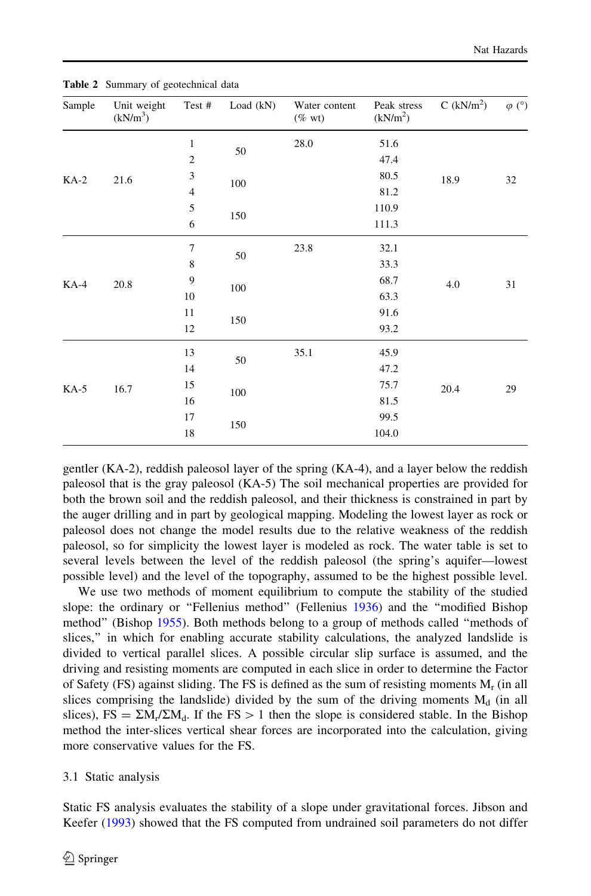Table 2 Summary of geotechnical data

| Sample | Unit weight (kN/m$^3$) | Test # | Load (kN) | Water content (% wt) | Peak stress (kN/m$^2$) | C (kN/m$^2$) | $\varphi$ (°) |
|---|---|---|---|---|---|---|---|
| KA-2 | 21.6 | 1 | 50 | 28.0 | 51.6 | 18.9 | 32 |
| | | 2 | | | 47.4 | | |
| | | 3 | 100 | | 80.5 | | |
| | | 4 | | | 81.2 | | |
| | | 5 | 150 | | 110.9 | | |
| | | 6 | | | 111.3 | | |
| KA-4 | 20.8 | 7 | 50 | 23.8 | 32.1 | 4.0 | 31 |
| | | 8 | | | 33.3 | | |
| | | 9 | 100 | | 68.7 | | |
| | | 10 | | | 63.3 | | |
| | | 11 | 150 | | 91.6 | | |
| | | 12 | | | 93.2 | | |
| KA-5 | 16.7 | 13 | 50 | 35.1 | 45.9 | 20.4 | 29 |
| | | 14 | | | 47.2 | | |
| | | 15 | 100 | | 75.7 | | |
| | | 16 | | | 81.5 | | |
| | | 17 | 150 | | 99.5 | | |
| | | 18 | | | 104.0 | | |

gentler (KA-2), reddish paleosol layer of the spring (KA-4), and a layer below the reddish paleosol that is the gray paleosol (KA-5) The soil mechanical properties are provided for both the brown soil and the reddish paleosol, and their thickness is constrained in part by the auger drilling and in part by geological mapping. Modeling the lowest layer as rock or paleosol does not change the model results due to the relative weakness of the reddish paleosol, so for simplicity the lowest layer is modeled as rock. The water table is set to several levels between the level of the reddish paleosol (the spring's aquifer—lowest possible level) and the level of the topography, assumed to be the highest possible level.

We use two methods of moment equilibrium to compute the stability of the studied slope: the ordinary or "Fellenius method" (Fellenius 1936) and the "modified Bishop method" (Bishop 1955). Both methods belong to a group of methods called "methods of slices," in which for enabling accurate stability calculations, the analyzed landslide is divided to vertical parallel slices. A possible circular slip surface is assumed, and the driving and resisting moments are computed in each slice in order to determine the Factor of Safety (FS) against sliding. The FS is defined as the sum of resisting moments $M_r$ (in all slices comprising the landslide) divided by the sum of the driving moments $M_d$ (in all slices), FS = $\Sigma M_r / \Sigma M_d$. If the FS > 1 then the slope is considered stable. In the Bishop method the inter-slices vertical shear forces are incorporated into the calculation, giving more conservative values for the FS.

### 3.1 Static analysis

Static FS analysis evaluates the stability of a slope under gravitational forces. Jibson and Keefer (1993) showed that the FS computed from undrained soil parameters do not differ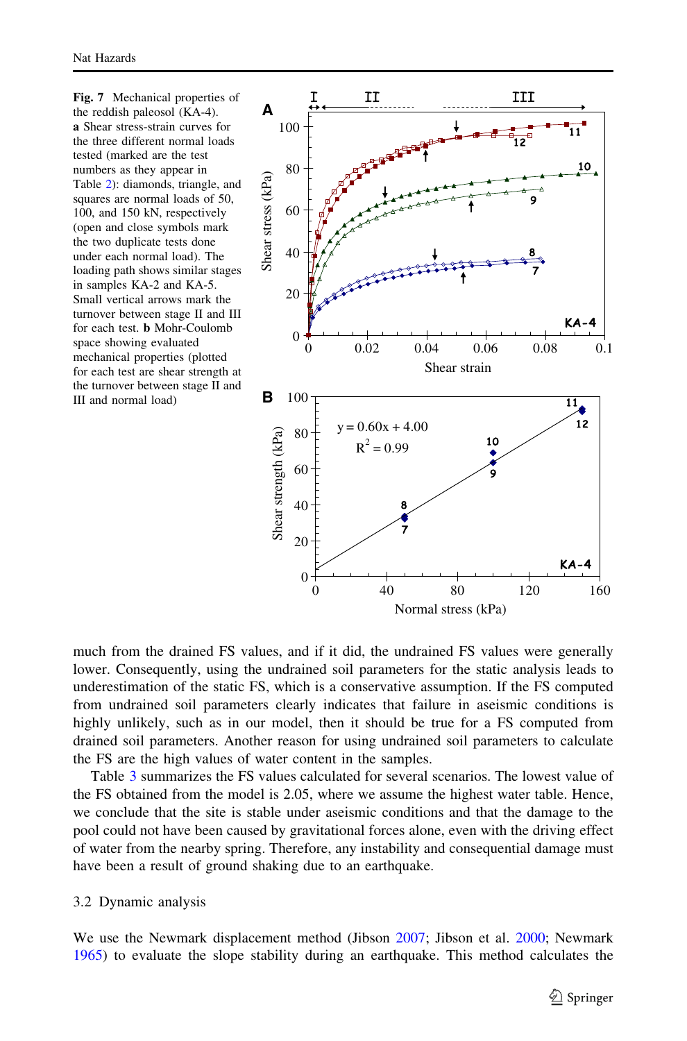**Fig. 7** Mechanical properties of the reddish paleosol (KA-4). **a** Shear stress-strain curves for the three different normal loads tested (marked are the test numbers as they appear in Table 2): diamonds, triangle, and squares are normal loads of 50, 100, and 150 kN, respectively (open and close symbols mark the two duplicate tests done under each normal load). The loading path shows similar stages in samples KA-2 and KA-5. Small vertical arrows mark the turnover between stage II and III for each test. **b** Mohr-Coulomb space showing evaluated mechanical properties (plotted for each test are shear strength at the turnover between stage II and III and normal load)

much from the drained FS values, and if it did, the undrained FS values were generally lower. Consequently, using the undrained soil parameters for the static analysis leads to underestimation of the static FS, which is a conservative assumption. If the FS computed from undrained soil parameters clearly indicates that failure in aseismic conditions is highly unlikely, such as in our model, then it should be true for a FS computed from drained soil parameters. Another reason for using undrained soil parameters to calculate the FS are the high values of water content in the samples.

Table 3 summarizes the FS values calculated for several scenarios. The lowest value of the FS obtained from the model is 2.05, where we assume the highest water table. Hence, we conclude that the site is stable under aseismic conditions and that the damage to the pool could not have been caused by gravitational forces alone, even with the driving effect of water from the nearby spring. Therefore, any instability and consequential damage must have been a result of ground shaking due to an earthquake.

### 3.2 Dynamic analysis

We use the Newmark displacement method (Jibson 2007; Jibson et al. 2000; Newmark 1965) to evaluate the slope stability during an earthquake. This method calculates the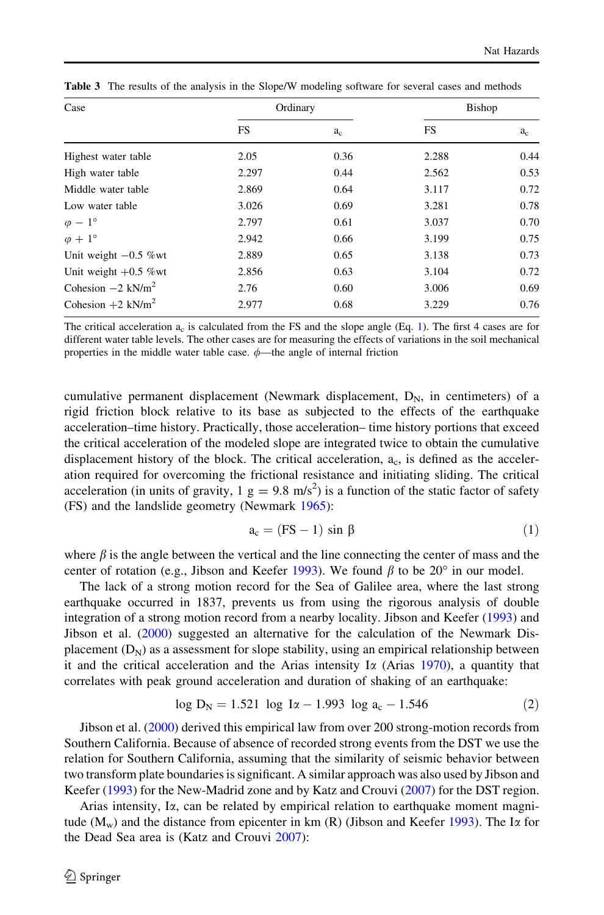**Table 3** The results of the analysis in the Slope/W modeling software for several cases and methods

| Case | Ordinary | | Bishop | |
|---|---|---|---|---|
| | FS | $a_c$ | FS | $a_c$ |
| Highest water table | 2.05 | 0.36 | 2.288 | 0.44 |
| High water table | 2.297 | 0.44 | 2.562 | 0.53 |
| Middle water table | 2.869 | 0.64 | 3.117 | 0.72 |
| Low water table | 3.026 | 0.69 | 3.281 | 0.78 |
| $\varphi - 1°$ | 2.797 | 0.61 | 3.037 | 0.70 |
| $\varphi + 1°$ | 2.942 | 0.66 | 3.199 | 0.75 |
| Unit weight −0.5 %wt | 2.889 | 0.65 | 3.138 | 0.73 |
| Unit weight +0.5 %wt | 2.856 | 0.63 | 3.104 | 0.72 |
| Cohesion −2 kN/m$^2$ | 2.76 | 0.60 | 3.006 | 0.69 |
| Cohesion +2 kN/m$^2$ | 2.977 | 0.68 | 3.229 | 0.76 |

The critical acceleration $a_c$ is calculated from the FS and the slope angle (Eq. 1). The first 4 cases are for different water table levels. The other cases are for measuring the effects of variations in the soil mechanical properties in the middle water table case. $\phi$—the angle of internal friction

cumulative permanent displacement (Newmark displacement, $D_N$, in centimeters) of a rigid friction block relative to its base as subjected to the effects of the earthquake acceleration–time history. Practically, those acceleration– time history portions that exceed the critical acceleration of the modeled slope are integrated twice to obtain the cumulative displacement history of the block. The critical acceleration, $a_c$, is defined as the acceleration required for overcoming the frictional resistance and initiating sliding. The critical acceleration (in units of gravity, 1 g = 9.8 m/s$^2$) is a function of the static factor of safety (FS) and the landslide geometry (Newmark 1965):

$$a_c = (\mathrm{FS} - 1)\sin\beta \tag{1}$$

where $\beta$ is the angle between the vertical and the line connecting the center of mass and the center of rotation (e.g., Jibson and Keefer 1993). We found $\beta$ to be 20° in our model.

The lack of a strong motion record for the Sea of Galilee area, where the last strong earthquake occurred in 1837, prevents us from using the rigorous analysis of double integration of a strong motion record from a nearby locality. Jibson and Keefer (1993) and Jibson et al. (2000) suggested an alternative for the calculation of the Newmark Displacement ($D_N$) as a assessment for slope stability, using an empirical relationship between it and the critical acceleration and the Arias intensity I$\alpha$ (Arias 1970), a quantity that correlates with peak ground acceleration and duration of shaking of an earthquake:

$$\log D_N = 1.521\ \log I\alpha - 1.993\ \log a_c - 1.546 \tag{2}$$

Jibson et al. (2000) derived this empirical law from over 200 strong-motion records from Southern California. Because of absence of recorded strong events from the DST we use the relation for Southern California, assuming that the similarity of seismic behavior between two transform plate boundaries is significant. A similar approach was also used by Jibson and Keefer (1993) for the New-Madrid zone and by Katz and Crouvi (2007) for the DST region.

Arias intensity, I$\alpha$, can be related by empirical relation to earthquake moment magnitude ($M_w$) and the distance from epicenter in km (R) (Jibson and Keefer 1993). The I$\alpha$ for the Dead Sea area is (Katz and Crouvi 2007):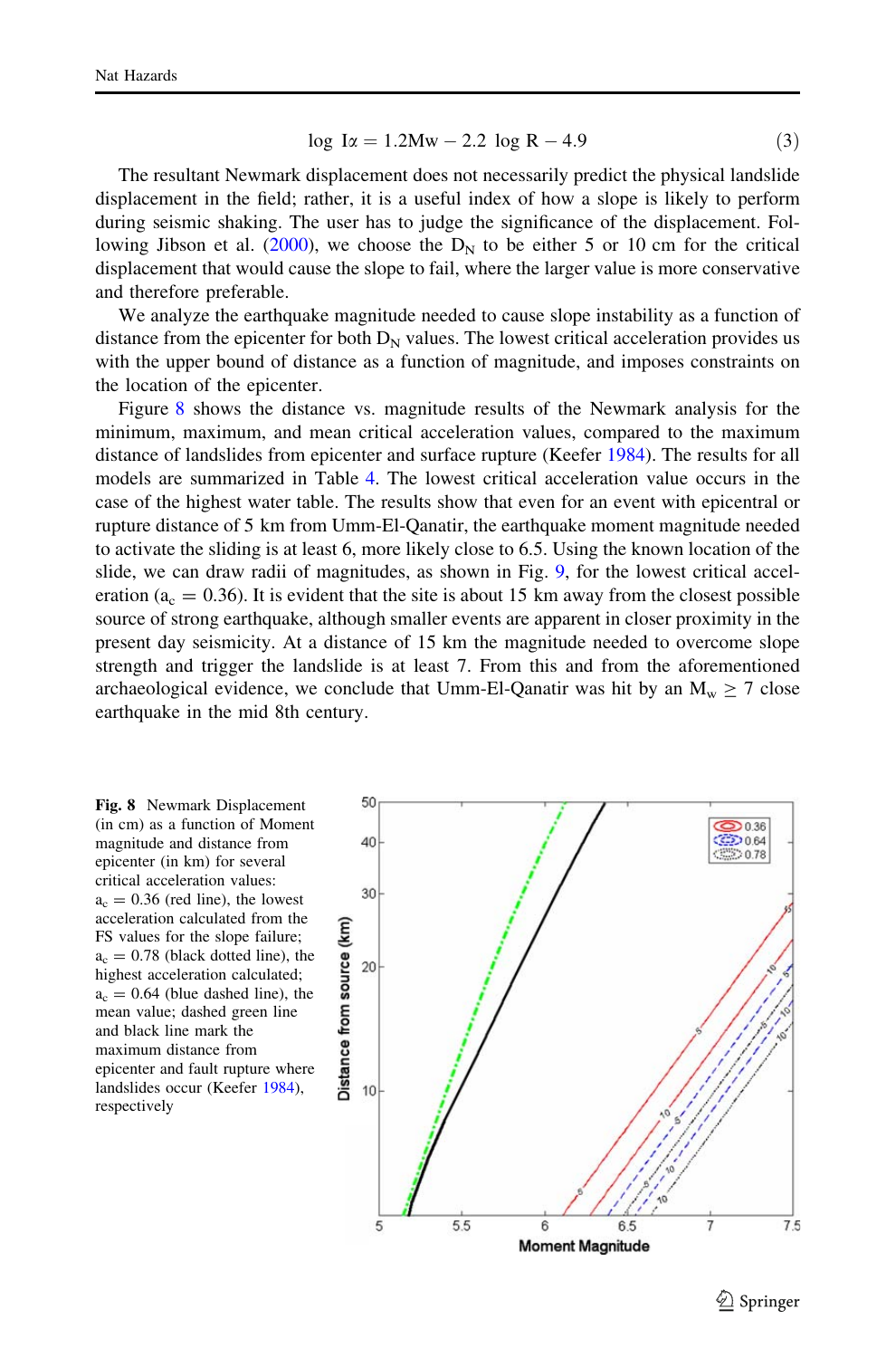$$\log I\alpha = 1.2Mw - 2.2 \log R - 4.9 \tag{3}$$

The resultant Newmark displacement does not necessarily predict the physical landslide displacement in the field; rather, it is a useful index of how a slope is likely to perform during seismic shaking. The user has to judge the significance of the displacement. Following Jibson et al. (2000), we choose the $D_N$ to be either 5 or 10 cm for the critical displacement that would cause the slope to fail, where the larger value is more conservative and therefore preferable.

We analyze the earthquake magnitude needed to cause slope instability as a function of distance from the epicenter for both $D_N$ values. The lowest critical acceleration provides us with the upper bound of distance as a function of magnitude, and imposes constraints on the location of the epicenter.

Figure 8 shows the distance vs. magnitude results of the Newmark analysis for the minimum, maximum, and mean critical acceleration values, compared to the maximum distance of landslides from epicenter and surface rupture (Keefer 1984). The results for all models are summarized in Table 4. The lowest critical acceleration value occurs in the case of the highest water table. The results show that even for an event with epicentral or rupture distance of 5 km from Umm-El-Qanatir, the earthquake moment magnitude needed to activate the sliding is at least 6, more likely close to 6.5. Using the known location of the slide, we can draw radii of magnitudes, as shown in Fig. 9, for the lowest critical acceleration ($a_c = 0.36$). It is evident that the site is about 15 km away from the closest possible source of strong earthquake, although smaller events are apparent in closer proximity in the present day seismicity. At a distance of 15 km the magnitude needed to overcome slope strength and trigger the landslide is at least 7. From this and from the aforementioned archaeological evidence, we conclude that Umm-El-Qanatir was hit by an $M_w \geq 7$ close earthquake in the mid 8th century.

**Fig. 8** Newmark Displacement (in cm) as a function of Moment magnitude and distance from epicenter (in km) for several critical acceleration values: $a_c = 0.36$ (red line), the lowest acceleration calculated from the FS values for the slope failure; $a_c = 0.78$ (black dotted line), the highest acceleration calculated; $a_c = 0.64$ (blue dashed line), the mean value; dashed green line and black line mark the maximum distance from epicenter and fault rupture where landslides occur (Keefer 1984), respectively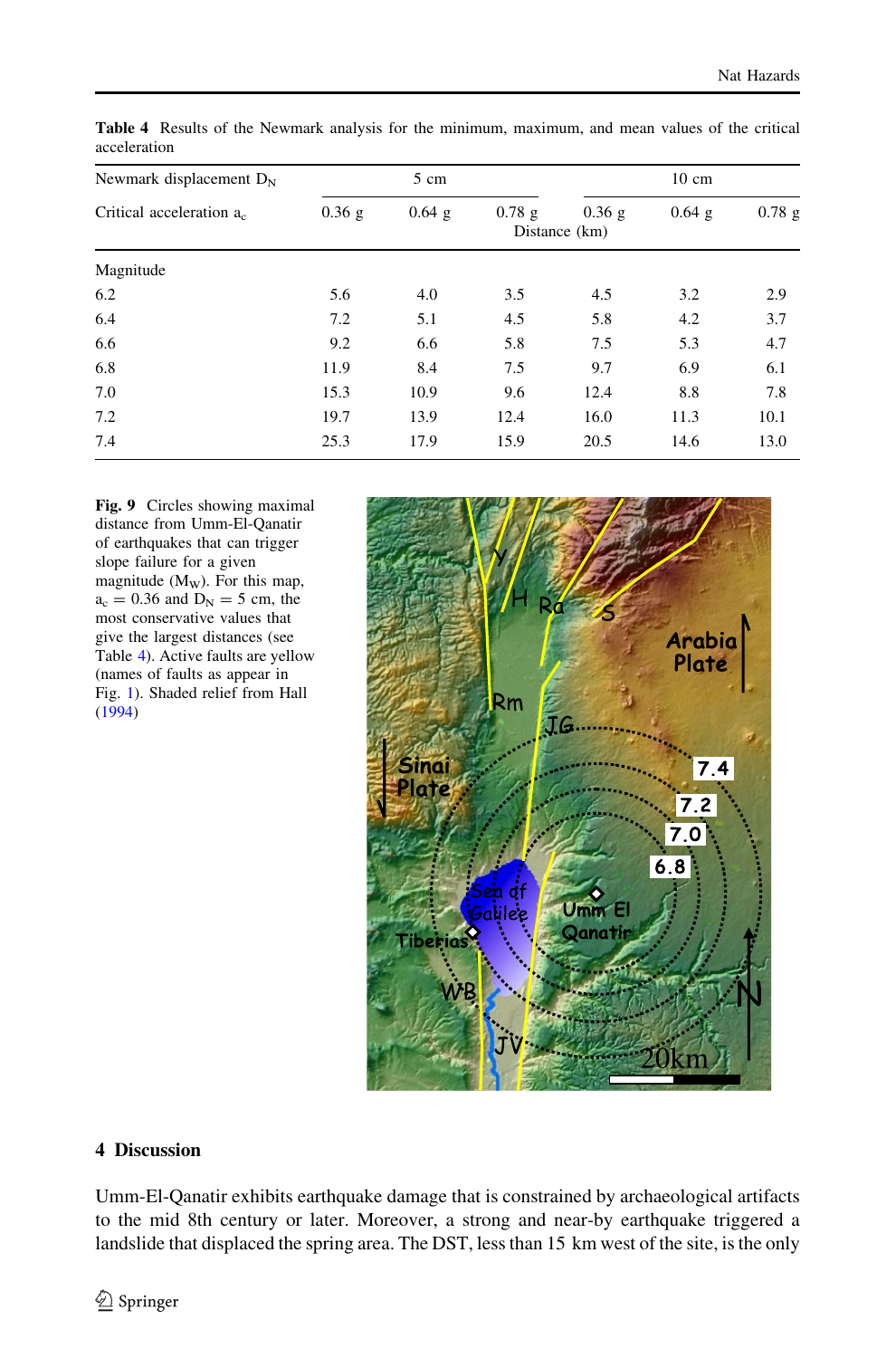**Table 4** Results of the Newmark analysis for the minimum, maximum, and mean values of the critical acceleration

| Newmark displacement $D_N$ | 5 cm | | | 10 cm | | |
|---|---|---|---|---|---|---|
| Critical acceleration $a_c$ | 0.36 g | 0.64 g | 0.78 g | 0.36 g | 0.64 g | 0.78 g |
| | Distance (km) | | | | | |
| Magnitude | | | | | | |
| 6.2 | 5.6 | 4.0 | 3.5 | 4.5 | 3.2 | 2.9 |
| 6.4 | 7.2 | 5.1 | 4.5 | 5.8 | 4.2 | 3.7 |
| 6.6 | 9.2 | 6.6 | 5.8 | 7.5 | 5.3 | 4.7 |
| 6.8 | 11.9 | 8.4 | 7.5 | 9.7 | 6.9 | 6.1 |
| 7.0 | 15.3 | 10.9 | 9.6 | 12.4 | 8.8 | 7.8 |
| 7.2 | 19.7 | 13.9 | 12.4 | 16.0 | 11.3 | 10.1 |
| 7.4 | 25.3 | 17.9 | 15.9 | 20.5 | 14.6 | 13.0 |

**Fig. 9** Circles showing maximal distance from Umm-El-Qanatir of earthquakes that can trigger slope failure for a given magnitude ($M_W$). For this map, $a_c = 0.36$ g and $D_N = 5$ cm, the most conservative values that give the largest distances (see Table 4). Active faults are yellow (names of faults as appear in Fig. 1). Shaded relief from Hall (1994)

## 4 Discussion

Umm-El-Qanatir exhibits earthquake damage that is constrained by archaeological artifacts to the mid 8th century or later. Moreover, a strong and near-by earthquake triggered a landslide that displaced the spring area. The DST, less than 15 km west of the site, is the only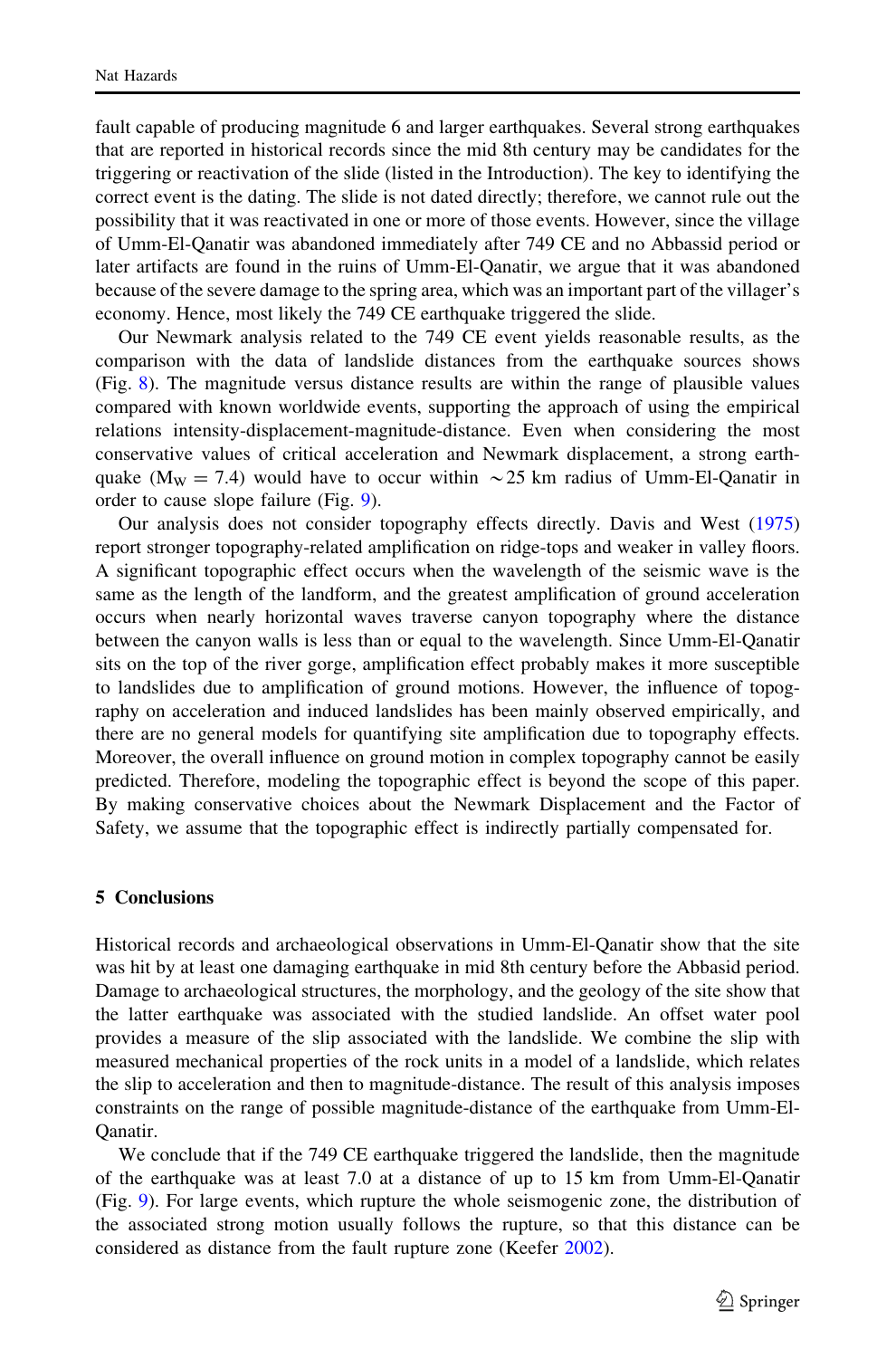fault capable of producing magnitude 6 and larger earthquakes. Several strong earthquakes that are reported in historical records since the mid 8th century may be candidates for the triggering or reactivation of the slide (listed in the Introduction). The key to identifying the correct event is the dating. The slide is not dated directly; therefore, we cannot rule out the possibility that it was reactivated in one or more of those events. However, since the village of Umm-El-Qanatir was abandoned immediately after 749 CE and no Abbassid period or later artifacts are found in the ruins of Umm-El-Qanatir, we argue that it was abandoned because of the severe damage to the spring area, which was an important part of the villager's economy. Hence, most likely the 749 CE earthquake triggered the slide.

Our Newmark analysis related to the 749 CE event yields reasonable results, as the comparison with the data of landslide distances from the earthquake sources shows (Fig. 8). The magnitude versus distance results are within the range of plausible values compared with known worldwide events, supporting the approach of using the empirical relations intensity-displacement-magnitude-distance. Even when considering the most conservative values of critical acceleration and Newmark displacement, a strong earthquake ($M_W = 7.4$) would have to occur within $\sim$25 km radius of Umm-El-Qanatir in order to cause slope failure (Fig. 9).

Our analysis does not consider topography effects directly. Davis and West (1975) report stronger topography-related amplification on ridge-tops and weaker in valley floors. A significant topographic effect occurs when the wavelength of the seismic wave is the same as the length of the landform, and the greatest amplification of ground acceleration occurs when nearly horizontal waves traverse canyon topography where the distance between the canyon walls is less than or equal to the wavelength. Since Umm-El-Qanatir sits on the top of the river gorge, amplification effect probably makes it more susceptible to landslides due to amplification of ground motions. However, the influence of topography on acceleration and induced landslides has been mainly observed empirically, and there are no general models for quantifying site amplification due to topography effects. Moreover, the overall influence on ground motion in complex topography cannot be easily predicted. Therefore, modeling the topographic effect is beyond the scope of this paper. By making conservative choices about the Newmark Displacement and the Factor of Safety, we assume that the topographic effect is indirectly partially compensated for.

## 5 Conclusions

Historical records and archaeological observations in Umm-El-Qanatir show that the site was hit by at least one damaging earthquake in mid 8th century before the Abbasid period. Damage to archaeological structures, the morphology, and the geology of the site show that the latter earthquake was associated with the studied landslide. An offset water pool provides a measure of the slip associated with the landslide. We combine the slip with measured mechanical properties of the rock units in a model of a landslide, which relates the slip to acceleration and then to magnitude-distance. The result of this analysis imposes constraints on the range of possible magnitude-distance of the earthquake from Umm-El-Qanatir.

We conclude that if the 749 CE earthquake triggered the landslide, then the magnitude of the earthquake was at least 7.0 at a distance of up to 15 km from Umm-El-Qanatir (Fig. 9). For large events, which rupture the whole seismogenic zone, the distribution of the associated strong motion usually follows the rupture, so that this distance can be considered as distance from the fault rupture zone (Keefer 2002).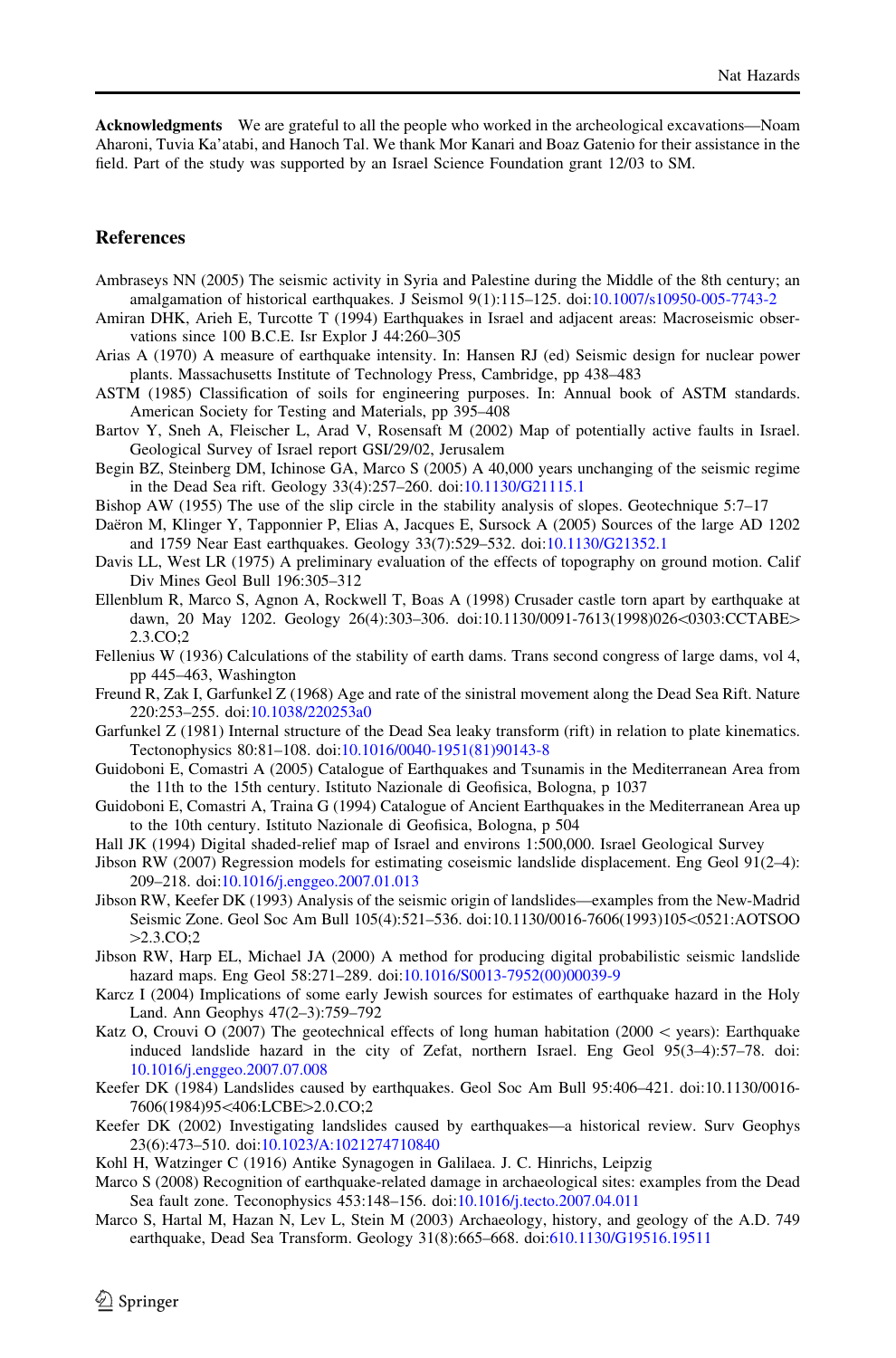**Acknowledgments** We are grateful to all the people who worked in the archeological excavations—Noam Aharoni, Tuvia Ka'atabi, and Hanoch Tal. We thank Mor Kanari and Boaz Gatenio for their assistance in the field. Part of the study was supported by an Israel Science Foundation grant 12/03 to SM.

## References

Ambraseys NN (2005) The seismic activity in Syria and Palestine during the Middle of the 8th century; an amalgamation of historical earthquakes. J Seismol 9(1):115–125. doi:10.1007/s10950-005-7743-2

Amiran DHK, Arieh E, Turcotte T (1994) Earthquakes in Israel and adjacent areas: Macroseismic observations since 100 B.C.E. Isr Explor J 44:260–305

Arias A (1970) A measure of earthquake intensity. In: Hansen RJ (ed) Seismic design for nuclear power plants. Massachusetts Institute of Technology Press, Cambridge, pp 438–483

ASTM (1985) Classification of soils for engineering purposes. In: Annual book of ASTM standards. American Society for Testing and Materials, pp 395–408

Bartov Y, Sneh A, Fleischer L, Arad V, Rosensaft M (2002) Map of potentially active faults in Israel. Geological Survey of Israel report GSI/29/02, Jerusalem

Begin BZ, Steinberg DM, Ichinose GA, Marco S (2005) A 40,000 years unchanging of the seismic regime in the Dead Sea rift. Geology 33(4):257–260. doi:10.1130/G21115.1

Bishop AW (1955) The use of the slip circle in the stability analysis of slopes. Geotechnique 5:7–17

Daëron M, Klinger Y, Tapponnier P, Elias A, Jacques E, Sursock A (2005) Sources of the large AD 1202 and 1759 Near East earthquakes. Geology 33(7):529–532. doi:10.1130/G21352.1

Davis LL, West LR (1975) A preliminary evaluation of the effects of topography on ground motion. Calif Div Mines Geol Bull 196:305–312

Ellenblum R, Marco S, Agnon A, Rockwell T, Boas A (1998) Crusader castle torn apart by earthquake at dawn, 20 May 1202. Geology 26(4):303–306. doi:10.1130/0091-7613(1998)026<0303:CCTABE>2.3.CO;2

Fellenius W (1936) Calculations of the stability of earth dams. Trans second congress of large dams, vol 4, pp 445–463, Washington

Freund R, Zak I, Garfunkel Z (1968) Age and rate of the sinistral movement along the Dead Sea Rift. Nature 220:253–255. doi:10.1038/220253a0

Garfunkel Z (1981) Internal structure of the Dead Sea leaky transform (rift) in relation to plate kinematics. Tectonophysics 80:81–108. doi:10.1016/0040-1951(81)90143-8

Guidoboni E, Comastri A (2005) Catalogue of Earthquakes and Tsunamis in the Mediterranean Area from the 11th to the 15th century. Istituto Nazionale di Geofisica, Bologna, p 1037

Guidoboni E, Comastri A, Traina G (1994) Catalogue of Ancient Earthquakes in the Mediterranean Area up to the 10th century. Istituto Nazionale di Geofisica, Bologna, p 504

Hall JK (1994) Digital shaded-relief map of Israel and environs 1:500,000. Israel Geological Survey

Jibson RW (2007) Regression models for estimating coseismic landslide displacement. Eng Geol 91(2–4):209–218. doi:10.1016/j.enggeo.2007.01.013

Jibson RW, Keefer DK (1993) Analysis of the seismic origin of landslides—examples from the New-Madrid Seismic Zone. Geol Soc Am Bull 105(4):521–536. doi:10.1130/0016-7606(1993)105<0521:AOTSOO>2.3.CO;2

Jibson RW, Harp EL, Michael JA (2000) A method for producing digital probabilistic seismic landslide hazard maps. Eng Geol 58:271–289. doi:10.1016/S0013-7952(00)00039-9

Karcz I (2004) Implications of some early Jewish sources for estimates of earthquake hazard in the Holy Land. Ann Geophys 47(2–3):759–792

Katz O, Crouvi O (2007) The geotechnical effects of long human habitation (2000 < years): Earthquake induced landslide hazard in the city of Zefat, northern Israel. Eng Geol 95(3–4):57–78. doi:10.1016/j.enggeo.2007.07.008

Keefer DK (1984) Landslides caused by earthquakes. Geol Soc Am Bull 95:406–421. doi:10.1130/0016-7606(1984)95<406:LCBE>2.0.CO;2

Keefer DK (2002) Investigating landslides caused by earthquakes—a historical review. Surv Geophys 23(6):473–510. doi:10.1023/A:1021274710840

Kohl H, Watzinger C (1916) Antike Synagogen in Galilaea. J. C. Hinrichs, Leipzig

Marco S (2008) Recognition of earthquake-related damage in archaeological sites: examples from the Dead Sea fault zone. Teconophysics 453:148–156. doi:10.1016/j.tecto.2007.04.011

Marco S, Hartal M, Hazan N, Lev L, Stein M (2003) Archaeology, history, and geology of the A.D. 749 earthquake, Dead Sea Transform. Geology 31(8):665–668. doi:610.1130/G19516.19511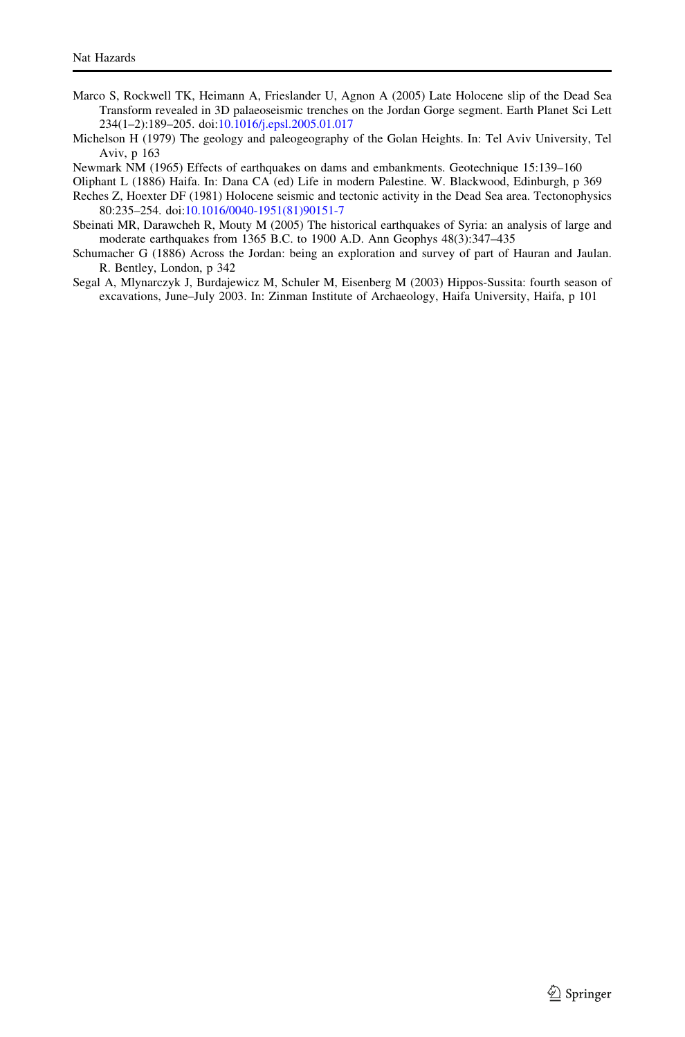Marco S, Rockwell TK, Heimann A, Frieslander U, Agnon A (2005) Late Holocene slip of the Dead Sea Transform revealed in 3D palaeoseismic trenches on the Jordan Gorge segment. Earth Planet Sci Lett 234(1–2):189–205. doi:10.1016/j.epsl.2005.01.017

Michelson H (1979) The geology and paleogeography of the Golan Heights. In: Tel Aviv University, Tel Aviv, p 163

Newmark NM (1965) Effects of earthquakes on dams and embankments. Geotechnique 15:139–160

Oliphant L (1886) Haifa. In: Dana CA (ed) Life in modern Palestine. W. Blackwood, Edinburgh, p 369

Reches Z, Hoexter DF (1981) Holocene seismic and tectonic activity in the Dead Sea area. Tectonophysics 80:235–254. doi:10.1016/0040-1951(81)90151-7

Sbeinati MR, Darawcheh R, Mouty M (2005) The historical earthquakes of Syria: an analysis of large and moderate earthquakes from 1365 B.C. to 1900 A.D. Ann Geophys 48(3):347–435

Schumacher G (1886) Across the Jordan: being an exploration and survey of part of Hauran and Jaulan. R. Bentley, London, p 342

Segal A, Mlynarczyk J, Burdajewicz M, Schuler M, Eisenberg M (2003) Hippos-Sussita: fourth season of excavations, June–July 2003. In: Zinman Institute of Archaeology, Haifa University, Haifa, p 101